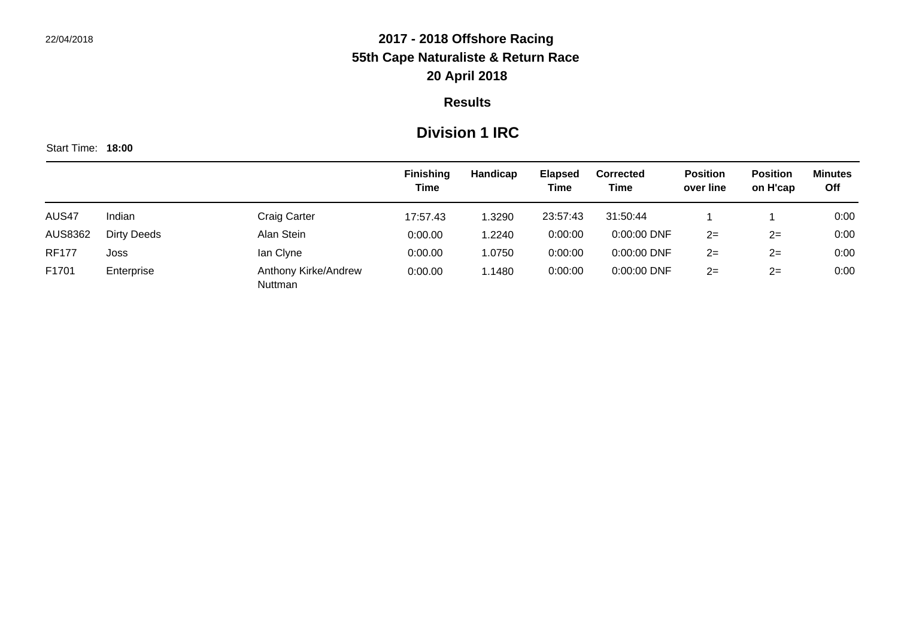# 2017 - 2018 Offshore Racing

## 55th Cape Naturaliste & Return Race

## 20 April 2018

### Results

### Division 1 IRC

Start Time: **18:00**

| | | | Finishing Time | Handicap | Elapsed Time | Corrected Time | Position over line | Position on H'cap | Minutes Off |
|---|---|---|---|---|---|---|---|---|---|
| AUS47 | Indian | Craig Carter | 17:57.43 | 1.3290 | 23:57:43 | 31:50:44 | 1 | 1 | 0:00 |
| AUS8362 | Dirty Deeds | Alan Stein | 0:00.00 | 1.2240 | 0:00:00 | 0:00:00 DNF | 2= | 2= | 0:00 |
| RF177 | Joss | Ian Clyne | 0:00.00 | 1.0750 | 0:00:00 | 0:00:00 DNF | 2= | 2= | 0:00 |
| F1701 | Enterprise | Anthony Kirke/Andrew Nuttman | 0:00.00 | 1.1480 | 0:00:00 | 0:00:00 DNF | 2= | 2= | 0:00 |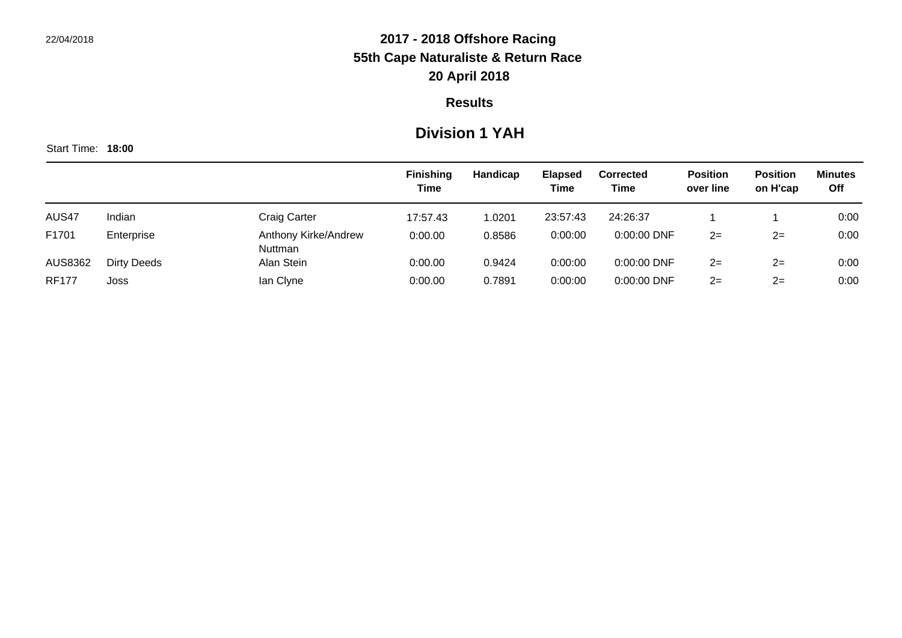22/04/2018

# 2017 - 2018 Offshore Racing
# 55th Cape Naturaliste & Return Race
# 20 April 2018

## Results

## Division 1 YAH

Start Time: **18:00**

| | | | Finishing Time | Handicap | Elapsed Time | Corrected Time | Position over line | Position on H'cap | Minutes Off |
|---|---|---|---|---|---|---|---|---|---|
| AUS47 | Indian | Craig Carter | 17:57.43 | 1.0201 | 23:57:43 | 24:26:37 | 1 | 1 | 0:00 |
| F1701 | Enterprise | Anthony Kirke/Andrew Nuttman | 0:00.00 | 0.8586 | 0:00:00 | 0:00:00 DNF | 2= | 2= | 0:00 |
| AUS8362 | Dirty Deeds | Alan Stein | 0:00.00 | 0.9424 | 0:00:00 | 0:00:00 DNF | 2= | 2= | 0:00 |
| RF177 | Joss | Ian Clyne | 0:00.00 | 0.7891 | 0:00:00 | 0:00:00 DNF | 2= | 2= | 0:00 |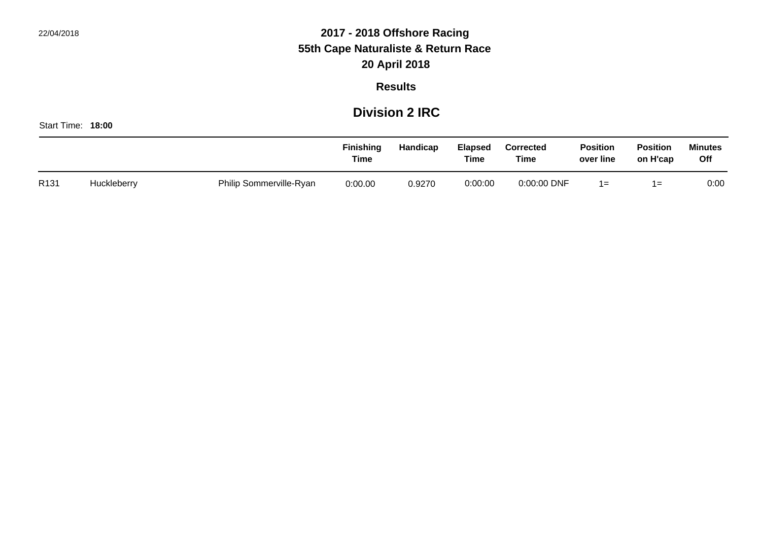22/04/2018

# 2017 - 2018 Offshore Racing

## 55th Cape Naturaliste & Return Race

## 20 April 2018

### Results

## Division 2 IRC

Start Time: **18:00**

| | | | Finishing Time | Handicap | Elapsed Time | Corrected Time | Position over line | Position on H'cap | Minutes Off |
|---|---|---|---|---|---|---|---|---|---|
| R131 | Huckleberry | Philip Sommerville-Ryan | 0:00.00 | 0.9270 | 0:00:00 | 0:00:00 DNF | 1= | 1= | 0:00 |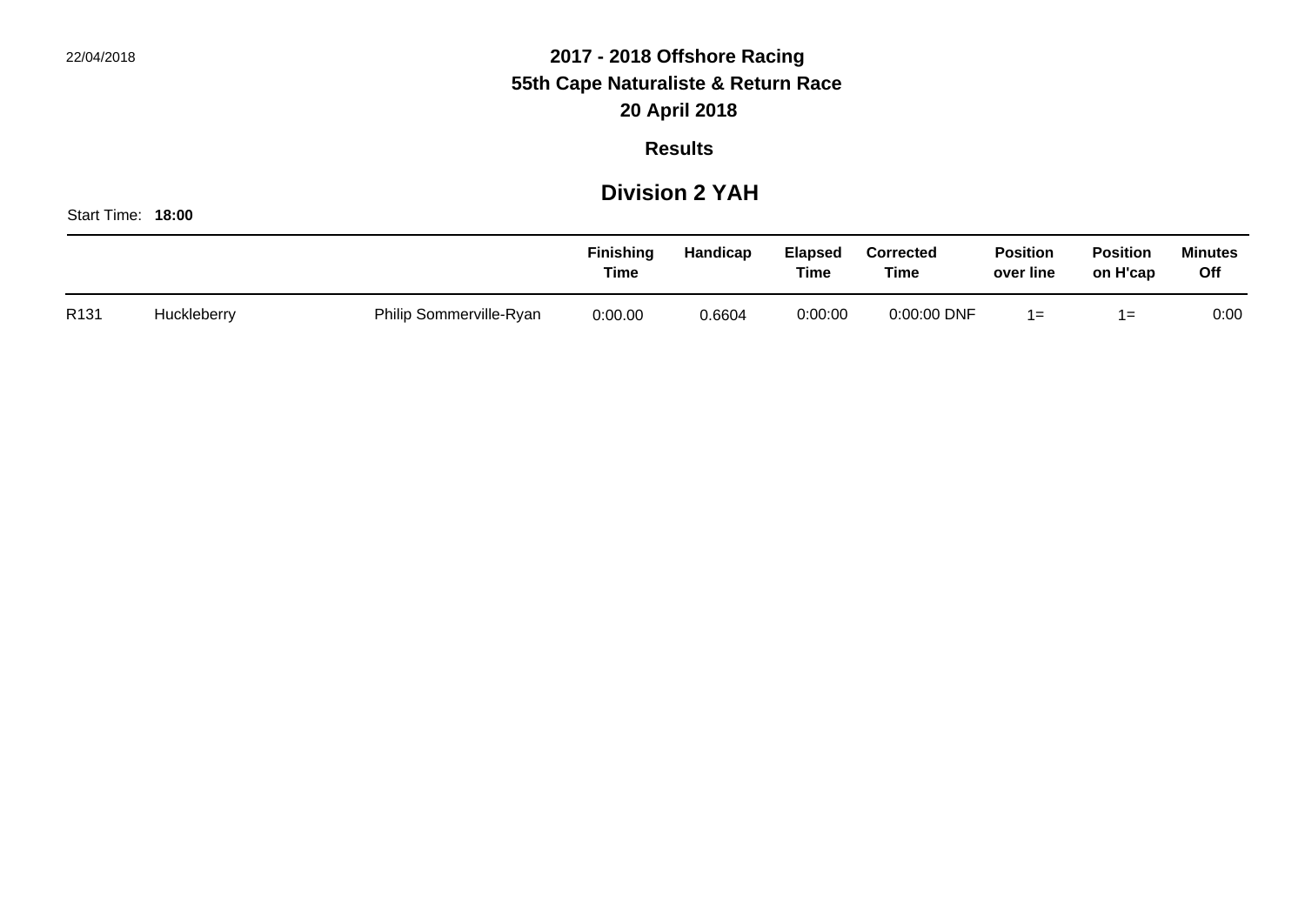22/04/2018

# 2017 - 2018 Offshore Racing
# 55th Cape Naturaliste & Return Race
# 20 April 2018

## Results

## Division 2 YAH

Start Time: **18:00**

| | | | Finishing Time | Handicap | Elapsed Time | Corrected Time | Position over line | Position on H'cap | Minutes Off |
|---|---|---|---|---|---|---|---|---|---|
| R131 | Huckleberry | Philip Sommerville-Ryan | 0:00.00 | 0.6604 | 0:00:00 | 0:00:00 DNF | 1= | 1= | 0:00 |